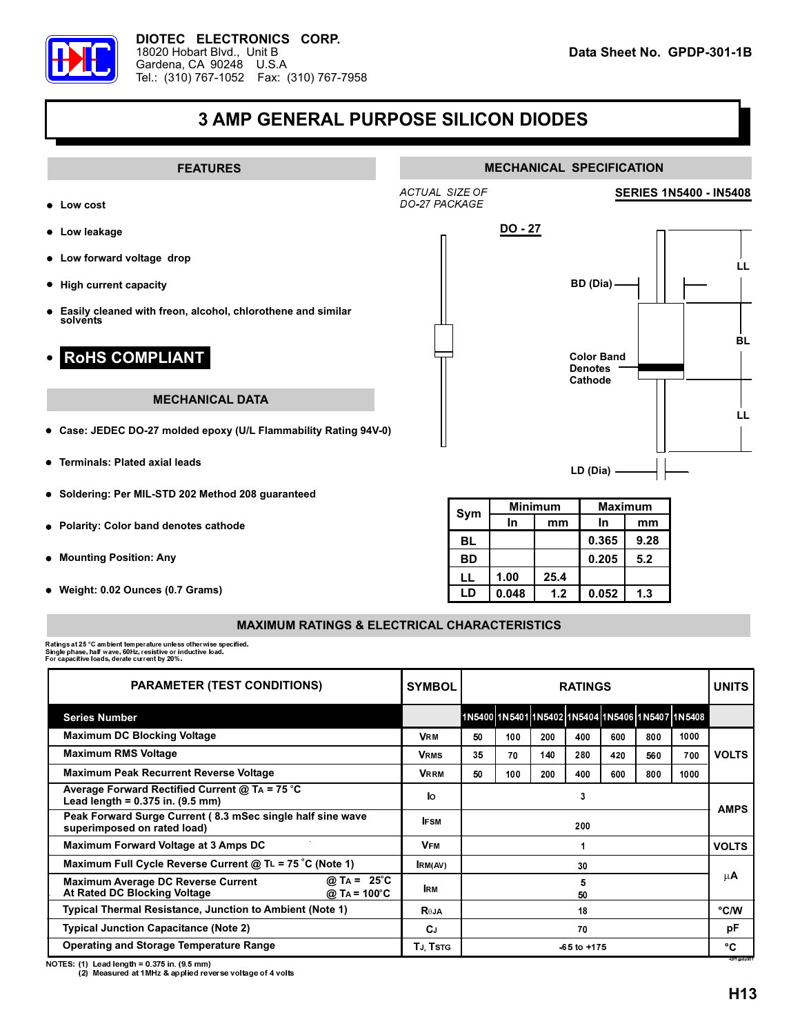**DIOTEC ELECTRONICS CORP.**
18020 Hobart Blvd., Unit B
Gardena, CA 90248 U.S.A
Tel.: (310) 767-1052 Fax: (310) 767-7958

**Data Sheet No. GPDP-301-1B**

# 3 AMP GENERAL PURPOSE SILICON DIODES

## FEATURES

- Low cost
- Low leakage
- Low forward voltage drop
- High current capacity
- Easily cleaned with freon, alcohol, chlorothene and similar solvents
- **RoHS COMPLIANT**

## MECHANICAL SPECIFICATION

*ACTUAL SIZE OF DO-27 PACKAGE*

**SERIES 1N5400 - IN5408**

**DO - 27**

BD (Dia)

LL

BL

Color Band Denotes Cathode

LD (Dia)

| Sym | Minimum | | Maximum | |
|---|---|---|---|---|
| | In | mm | In | mm |
| BL | | | 0.365 | 9.28 |
| BD | | | 0.205 | 5.2 |
| LL | 1.00 | 25.4 | | |
| LD | 0.048 | 1.2 | 0.052 | 1.3 |

## MECHANICAL DATA

- Case: JEDEC DO-27 molded epoxy (U/L Flammability Rating 94V-0)
- Terminals: Plated axial leads
- Soldering: Per MIL-STD 202 Method 208 guaranteed
- Polarity: Color band denotes cathode
- Mounting Position: Any
- Weight: 0.02 Ounces (0.7 Grams)

## MAXIMUM RATINGS & ELECTRICAL CHARACTERISTICS

Ratings at 25 °C ambient temperature unless otherwise specified.
Single phase, half wave, 60Hz, resistive or inductive load.
For capacitive loads, derate current by 20%.

| PARAMETER (TEST CONDITIONS) | SYMBOL | RATINGS | | | | | | | UNITS |
|---|---|---|---|---|---|---|---|---|---|
| **Series Number** | | 1N5400 | 1N5401 | 1N5402 | 1N5404 | 1N5406 | 1N5407 | 1N5408 | |
| Maximum DC Blocking Voltage | $V_{RM}$ | 50 | 100 | 200 | 400 | 600 | 800 | 1000 | VOLTS |
| Maximum RMS Voltage | $V_{RMS}$ | 35 | 70 | 140 | 280 | 420 | 560 | 700 | VOLTS |
| Maximum Peak Recurrent Reverse Voltage | $V_{RRM}$ | 50 | 100 | 200 | 400 | 600 | 800 | 1000 | VOLTS |
| Average Forward Rectified Current @ $T_A$ = 75 °C Lead length = 0.375 in. (9.5 mm) | $I_O$ | 3 | | | | | | | AMPS |
| Peak Forward Surge Current ( 8.3 mSec single half sine wave superimposed on rated load) | $I_{FSM}$ | 200 | | | | | | | AMPS |
| Maximum Forward Voltage at 3 Amps DC | $V_{FM}$ | 1 | | | | | | | VOLTS |
| Maximum Full Cycle Reverse Current @ $T_L$ = 75 °C (Note 1) | $I_{RM(AV)}$ | 30 | | | | | | | μA |
| Maximum Average DC Reverse Current At Rated DC Blocking Voltage @ $T_A$ = 25°C / @ $T_A$ = 100°C | $I_{RM}$ | 5 / 50 | | | | | | | μA |
| Typical Thermal Resistance, Junction to Ambient (Note 1) | $R_{\theta JA}$ | 18 | | | | | | | °C/W |
| Typical Junction Capacitance (Note 2) | $C_J$ | 70 | | | | | | | pF |
| Operating and Storage Temperature Range | $T_J$, $T_{STG}$ | -65 to +175 | | | | | | | °C |

NOTES: (1) Lead length = 0.375 in. (9.5 mm)
(2) Measured at 1MHz & applied reverse voltage of 4 volts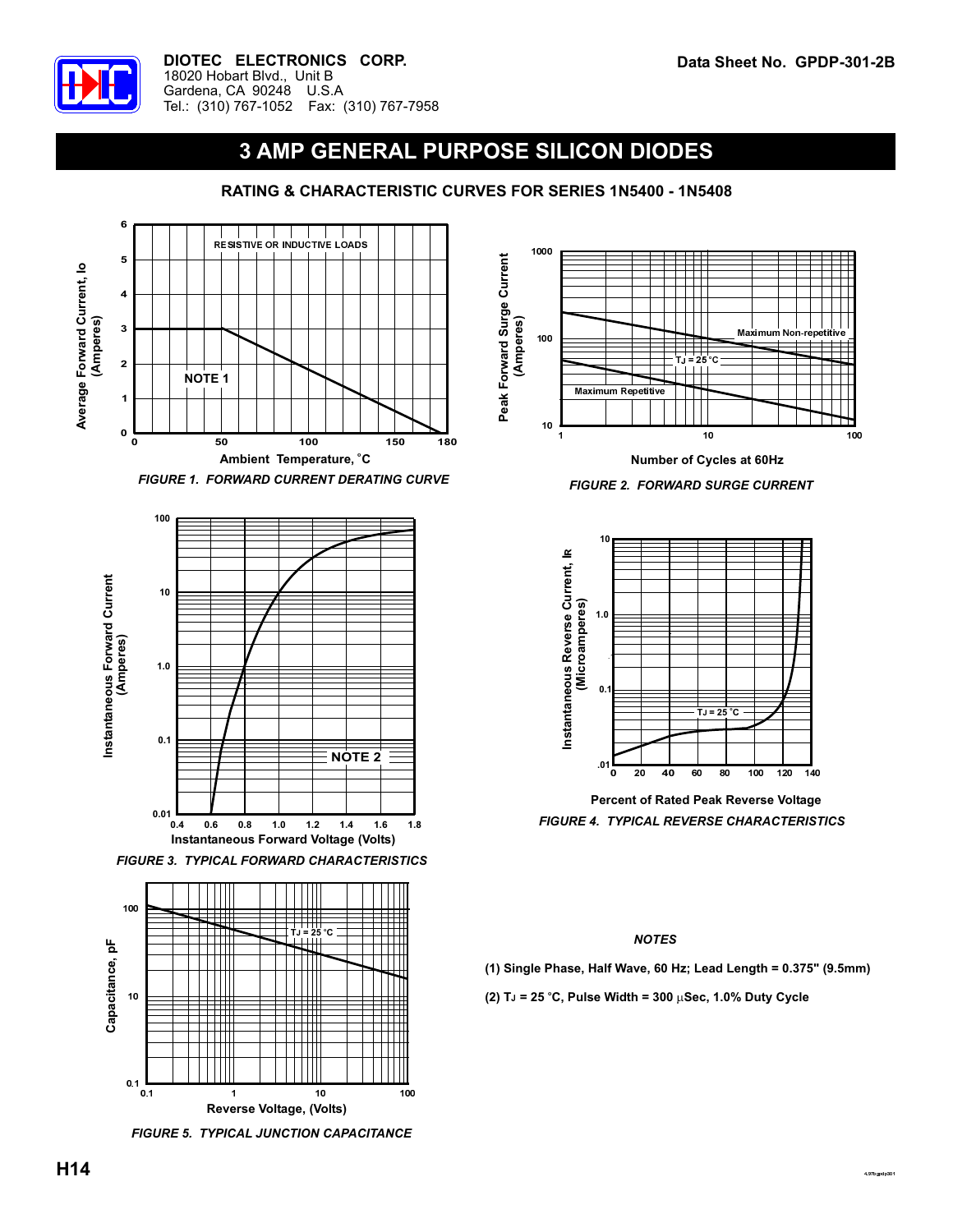**DIOTEC ELECTRONICS CORP.**
18020 Hobart Blvd., Unit B
Gardena, CA 90248 U.S.A
Tel.: (310) 767-1052 Fax: (310) 767-7958

**Data Sheet No. GPDP-301-2B**

# 3 AMP GENERAL PURPOSE SILICON DIODES

## RATING & CHARACTERISTIC CURVES FOR SERIES 1N5400 - 1N5408

Average Forward Current, Io (Amperes)
6
5
4
3
2
1
0
RESISTIVE OR INDUCTIVE LOADS
NOTE 1
0 50 100 150 180
Ambient Temperature, °C

*FIGURE 1. FORWARD CURRENT DERATING CURVE*

Peak Forward Surge Current (Amperes)
1000
100
10
Maximum Non-repetitive
$T_J$ = 25 °C
Maximum Repetitive
1 10 100
Number of Cycles at 60Hz

*FIGURE 2. FORWARD SURGE CURRENT*

Instantaneous Forward Current (Amperes)
100
10
1.0
0.1
0.01
NOTE 2
0.4 0.6 0.8 1.0 1.2 1.4 1.6 1.8
Instantaneous Forward Voltage (Volts)

*FIGURE 3. TYPICAL FORWARD CHARACTERISTICS*

Instantaneous Reverse Current, $I_R$ (Microamperes)
10
1.0
0.1
.01
$T_J$ = 25 °C
0 20 40 60 80 100 120 140
Percent of Rated Peak Reverse Voltage

*FIGURE 4. TYPICAL REVERSE CHARACTERISTICS*

Capacitance, pF
100
10
0.1
$T_J$ = 25 °C
0.1 1 10 100
Reverse Voltage, (Volts)

*FIGURE 5. TYPICAL JUNCTION CAPACITANCE*

*NOTES*

**(1) Single Phase, Half Wave, 60 Hz; Lead Length = 0.375" (9.5mm)**

**(2) $T_J$ = 25 °C, Pulse Width = 300 µSec, 1.0% Duty Cycle**